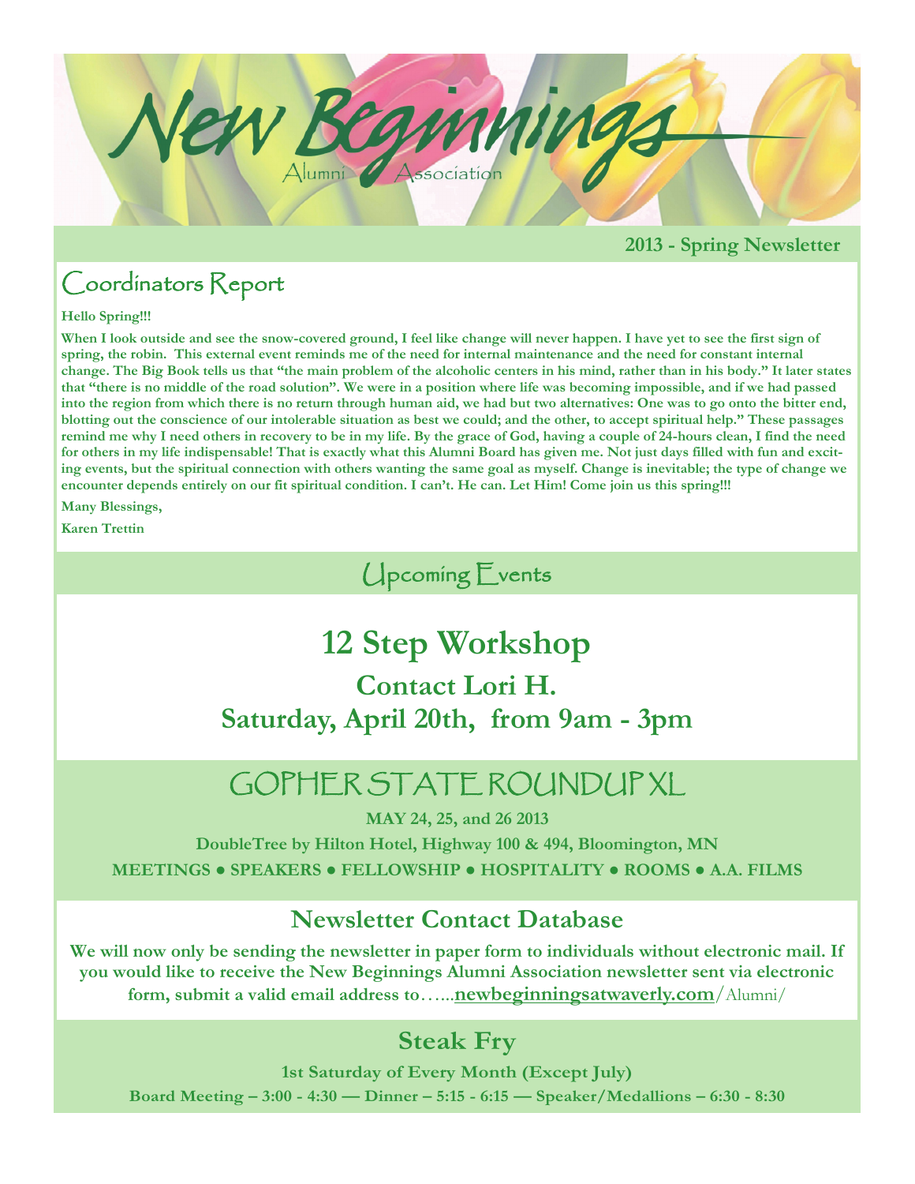# New Beginnings

Alumni Association

**2013 - Spring Newsletter**

## Coordinators Report

**Hello Spring!!!**

**When I look outside and see the snow-covered ground, I feel like change will never happen. I have yet to see the first sign of spring, the robin. This external event reminds me of the need for internal maintenance and the need for constant internal change. The Big Book tells us that "the main problem of the alcoholic centers in his mind, rather than in his body." It later states that "there is no middle of the road solution". We were in a position where life was becoming impossible, and if we had passed into the region from which there is no return through human aid, we had but two alternatives: One was to go onto the bitter end, blotting out the conscience of our intolerable situation as best we could; and the other, to accept spiritual help." These passages remind me why I need others in recovery to be in my life. By the grace of God, having a couple of 24-hours clean, I find the need for others in my life indispensable! That is exactly what this Alumni Board has given me. Not just days filled with fun and exciting events, but the spiritual connection with others wanting the same goal as myself. Change is inevitable; the type of change we encounter depends entirely on our fit spiritual condition. I can't. He can. Let Him! Come join us this spring!!!**

**Many Blessings,**

**Karen Trettin**

## Upcoming Events

### 12 Step Workshop

**Contact Lori H.**

**Saturday, April 20th, from 9am - 3pm**

### GOPHER STATE ROUNDUP XL

**MAY 24, 25, and 26 2013**

**DoubleTree by Hilton Hotel, Highway 100 & 494, Bloomington, MN**

**MEETINGS • SPEAKERS • FELLOWSHIP • HOSPITALITY • ROOMS • A.A. FILMS**

### Newsletter Contact Database

**We will now only be sending the newsletter in paper form to individuals without electronic mail. If you would like to receive the New Beginnings Alumni Association newsletter sent via electronic form, submit a valid email address to…...newbeginningsatwaverly.com**/Alumni/

### Steak Fry

**1st Saturday of Every Month (Except July)**

**Board Meeting – 3:00 - 4:30 — Dinner – 5:15 - 6:15 — Speaker/Medallions – 6:30 - 8:30**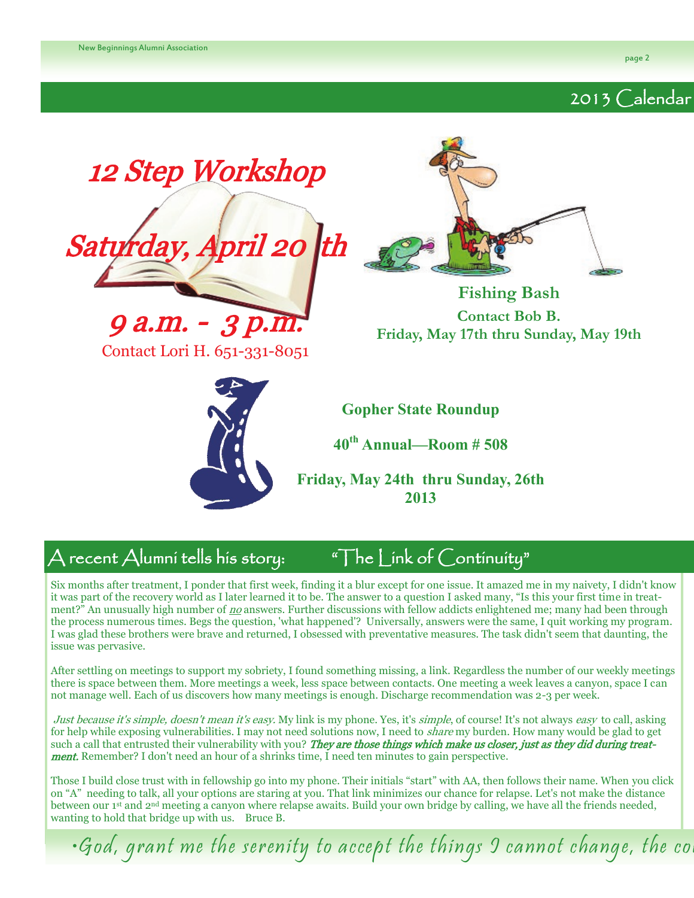## 2013 Calendar

# 12 Step Workshop

**Saturday, April 20 th**

**9 a.m. - 3 p.m.**

Contact Lori H. 651-331-8051

**Fishing Bash**

**Contact Bob B.**

**Friday, May 17th thru Sunday, May 19th**

**Gopher State Roundup**

**40th Annual—Room # 508**

**Friday, May 24th thru Sunday, 26th 2013**

## A recent Alumni tells his story: "The Link of Continuity"

Six months after treatment, I ponder that first week, finding it a blur except for one issue. It amazed me in my naivety, I didn't know it was part of the recovery world as I later learned it to be. The answer to a question I asked many, "Is this your first time in treatment?" An unusually high number of ***no*** answers. Further discussions with fellow addicts enlightened me; many had been through the process numerous times. Begs the question, 'what happened'? Universally, answers were the same, I quit working my program. I was glad these brothers were brave and returned, I obsessed with preventative measures. The task didn't seem that daunting, the issue was pervasive.

After settling on meetings to support my sobriety, I found something missing, a link. Regardless the number of our weekly meetings there is space between them. More meetings a week, less space between contacts. One meeting a week leaves a canyon, space I can not manage well. Each of us discovers how many meetings is enough. Discharge recommendation was 2-3 per week.

*Just because it's simple, doesn't mean it's easy.* My link is my phone. Yes, it's *simple*, of course! It's not always *easy* to call, asking for help while exposing vulnerabilities. I may not need solutions now, I need to *share* my burden. How many would be glad to get such a call that entrusted their vulnerability with you? ***They are those things which make us closer, just as they did during treatment.*** Remember? I don't need an hour of a shrinks time, I need ten minutes to gain perspective.

Those I build close trust with in fellowship go into my phone. Their initials "start" with AA, then follows their name. When you click on "A" needing to talk, all your options are staring at you. That link minimizes our chance for relapse. Let's not make the distance between our 1st and 2nd meeting a canyon where relapse awaits. Build your own bridge by calling, we have all the friends needed, wanting to hold that bridge up with us. Bruce B.

•God, grant me the serenity to accept the things I cannot change, the co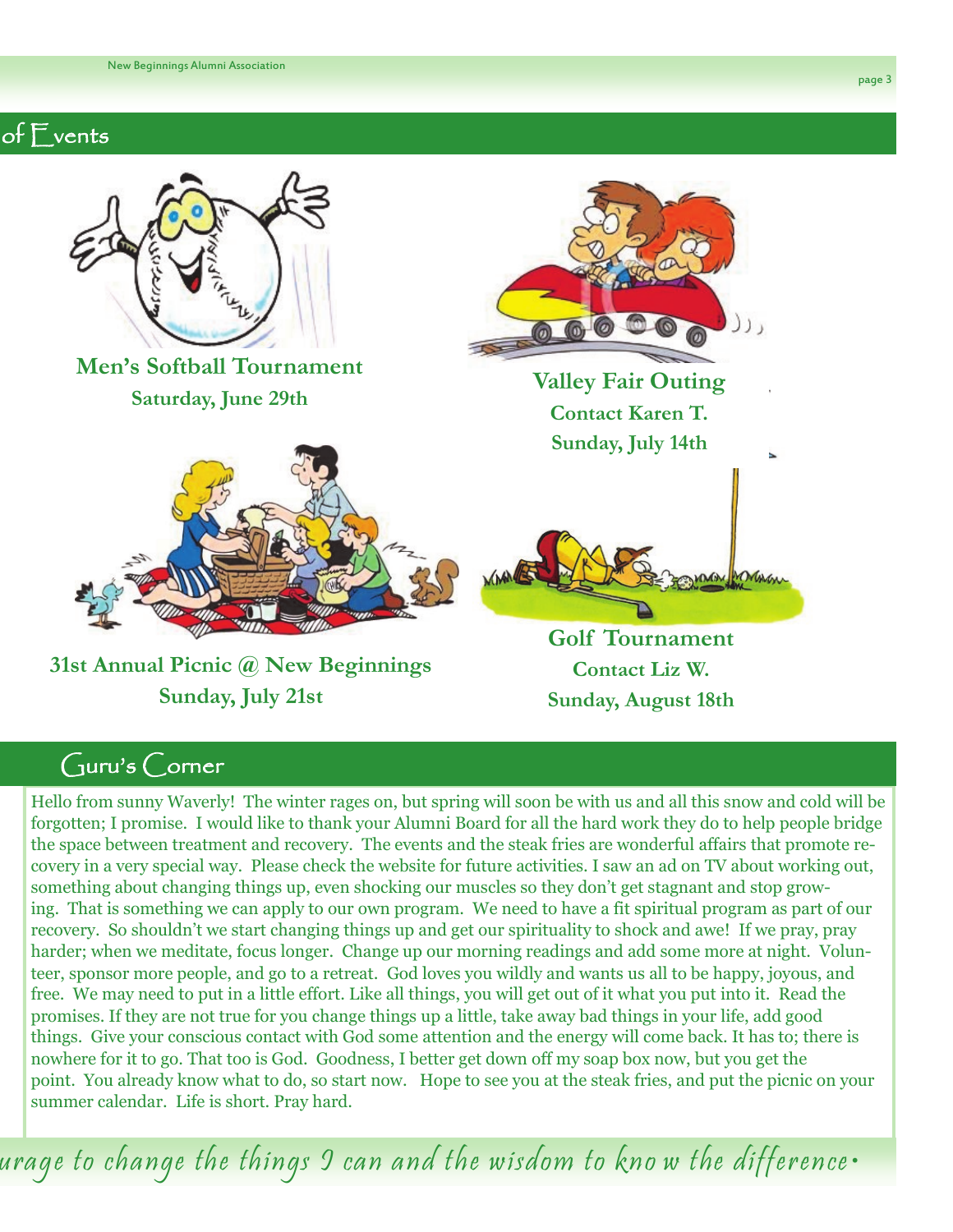## of Events

**Men's Softball Tournament**
**Saturday, June 29th**

**Valley Fair Outing**
**Contact Karen T.**
**Sunday, July 14th**

**31st Annual Picnic @ New Beginnings**
**Sunday, July 21st**

**Golf Tournament**
**Contact Liz W.**
**Sunday, August 18th**

## Guru's Corner

Hello from sunny Waverly! The winter rages on, but spring will soon be with us and all this snow and cold will be forgotten; I promise. I would like to thank your Alumni Board for all the hard work they do to help people bridge the space between treatment and recovery. The events and the steak fries are wonderful affairs that promote recovery in a very special way. Please check the website for future activities. I saw an ad on TV about working out, something about changing things up, even shocking our muscles so they don't get stagnant and stop growing. That is something we can apply to our own program. We need to have a fit spiritual program as part of our recovery. So shouldn't we start changing things up and get our spirituality to shock and awe! If we pray, pray harder; when we meditate, focus longer. Change up our morning readings and add some more at night. Volunteer, sponsor more people, and go to a retreat. God loves you wildly and wants us all to be happy, joyous, and free. We may need to put in a little effort. Like all things, you will get out of it what you put into it. Read the promises. If they are not true for you change things up a little, take away bad things in your life, add good things. Give your conscious contact with God some attention and the energy will come back. It has to; there is nowhere for it to go. That too is God. Goodness, I better get down off my soap box now, but you get the point. You already know what to do, so start now. Hope to see you at the steak fries, and put the picnic on your summer calendar. Life is short. Pray hard.

*urage to change the things I can and the wisdom to know the difference.*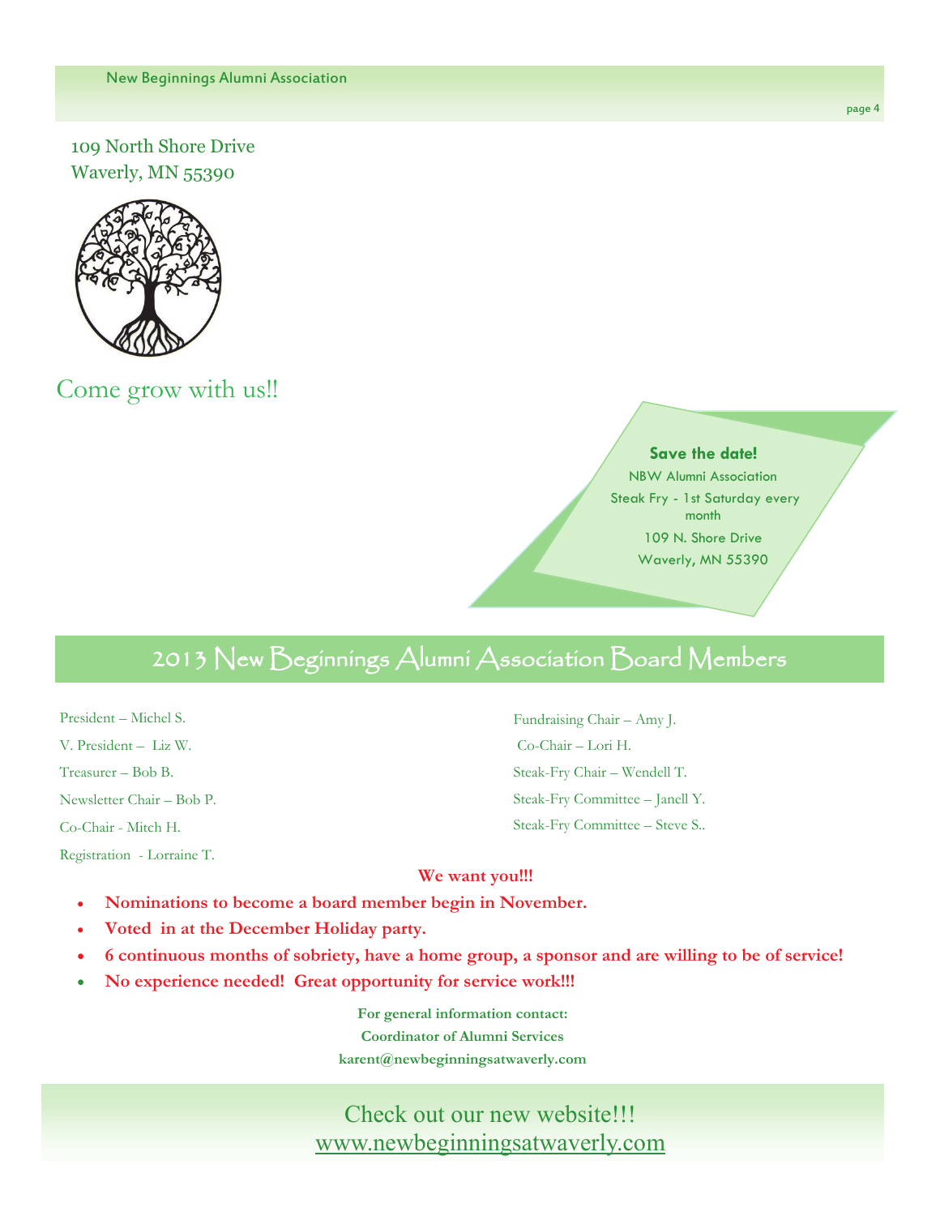109 North Shore Drive
Waverly, MN 55390

Come grow with us!!

**Save the date!**

NBW Alumni Association

Steak Fry - 1st Saturday every month

109 N. Shore Drive

Waverly, MN 55390

## 2013 New Beginnings Alumni Association Board Members

President – Michel S.

V. President – Liz W.

Treasurer – Bob B.

Newsletter Chair – Bob P.

Co-Chair - Mitch H.

Registration - Lorraine T.

Fundraising Chair – Amy J.

Co-Chair – Lori H.

Steak-Fry Chair – Wendell T.

Steak-Fry Committee – Janell Y.

Steak-Fry Committee – Steve S..

**We want you!!!**

- **Nominations to become a board member begin in November.**
- **Voted in at the December Holiday party.**
- **6 continuous months of sobriety, have a home group, a sponsor and are willing to be of service!**
- **No experience needed! Great opportunity for service work!!!**

**For general information contact:**
**Coordinator of Alumni Services**
**karent@newbeginningsatwaverly.com**

Check out our new website!!!
www.newbeginningsatwaverly.com